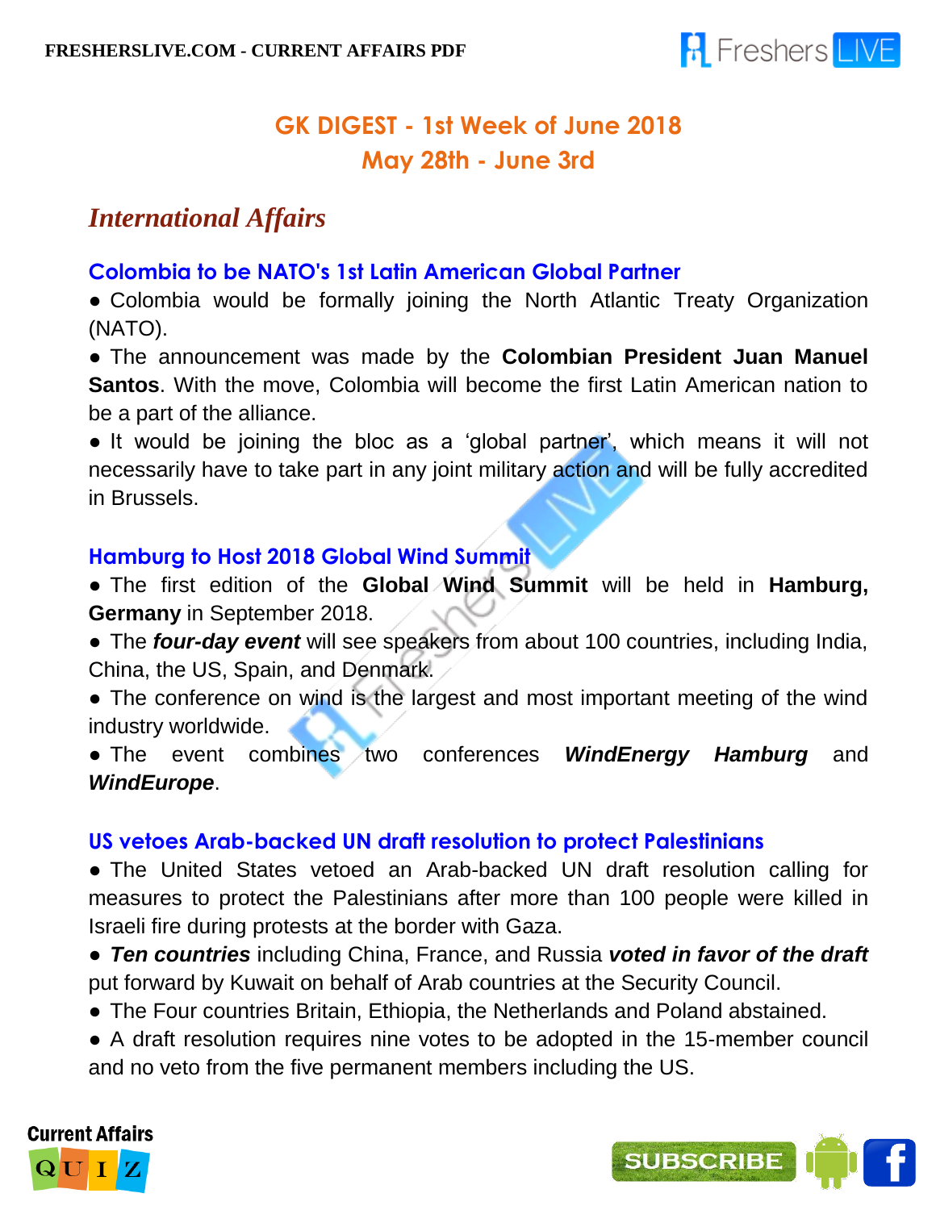# GK DIGEST - 1st Week of June 2018
## May 28th - June 3rd

## *International Affairs*

### Colombia to be NATO's 1st Latin American Global Partner

- Colombia would be formally joining the North Atlantic Treaty Organization (NATO).
- The announcement was made by the **Colombian President Juan Manuel Santos**. With the move, Colombia will become the first Latin American nation to be a part of the alliance.
- It would be joining the bloc as a 'global partner', which means it will not necessarily have to take part in any joint military action and will be fully accredited in Brussels.

### Hamburg to Host 2018 Global Wind Summit

- The first edition of the **Global Wind Summit** will be held in **Hamburg, Germany** in September 2018.
- The ***four-day event*** will see speakers from about 100 countries, including India, China, the US, Spain, and Denmark.
- The conference on wind is the largest and most important meeting of the wind industry worldwide.
- The event combines two conferences ***WindEnergy Hamburg*** and ***WindEurope***.

### US vetoes Arab-backed UN draft resolution to protect Palestinians

- The United States vetoed an Arab-backed UN draft resolution calling for measures to protect the Palestinians after more than 100 people were killed in Israeli fire during protests at the border with Gaza.
- ***Ten countries*** including China, France, and Russia ***voted in favor of the draft*** put forward by Kuwait on behalf of Arab countries at the Security Council.
- The Four countries Britain, Ethiopia, the Netherlands and Poland abstained.
- A draft resolution requires nine votes to be adopted in the 15-member council and no veto from the five permanent members including the US.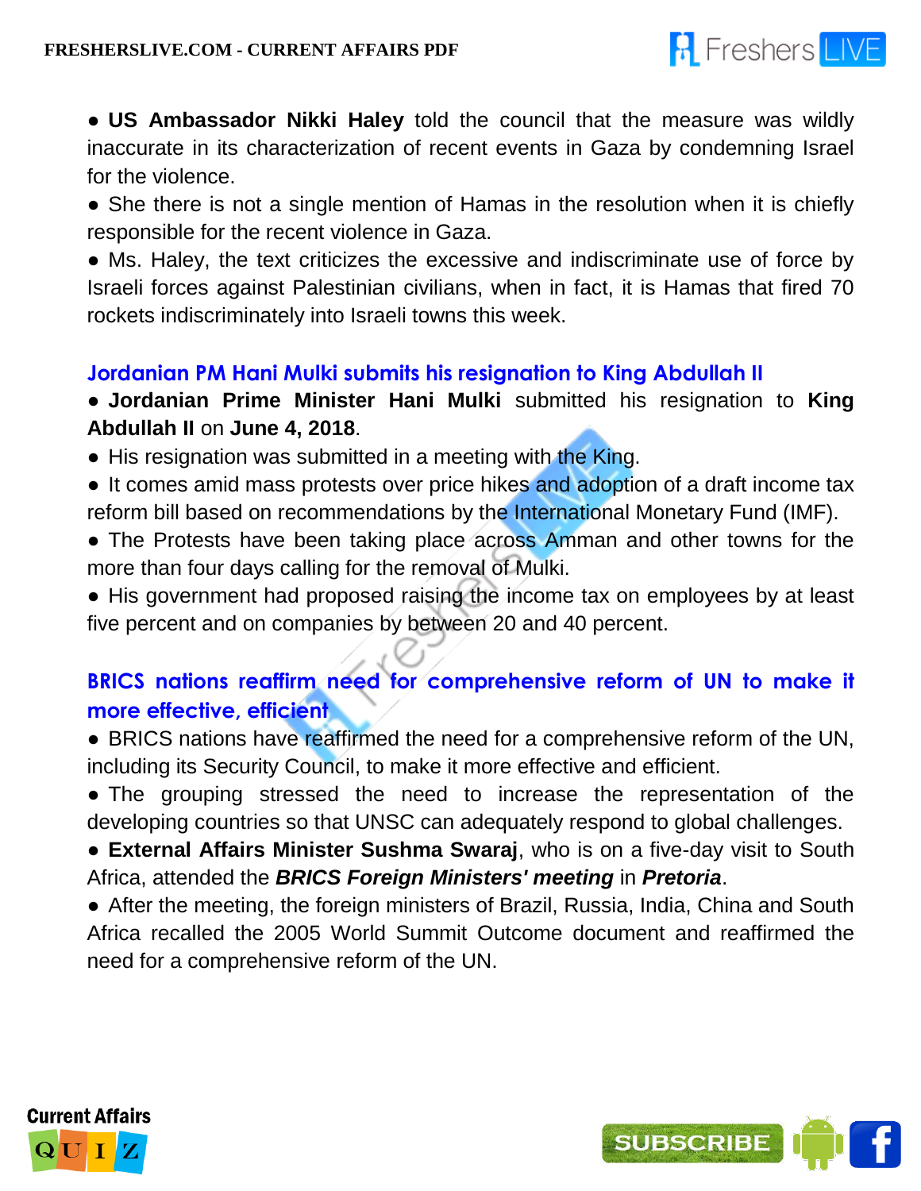- **US Ambassador Nikki Haley** told the council that the measure was wildly inaccurate in its characterization of recent events in Gaza by condemning Israel for the violence.
- She there is not a single mention of Hamas in the resolution when it is chiefly responsible for the recent violence in Gaza.
- Ms. Haley, the text criticizes the excessive and indiscriminate use of force by Israeli forces against Palestinian civilians, when in fact, it is Hamas that fired 70 rockets indiscriminately into Israeli towns this week.

## Jordanian PM Hani Mulki submits his resignation to King Abdullah II

- **Jordanian Prime Minister Hani Mulki** submitted his resignation to **King Abdullah II** on **June 4, 2018**.
- His resignation was submitted in a meeting with the King.
- It comes amid mass protests over price hikes and adoption of a draft income tax reform bill based on recommendations by the International Monetary Fund (IMF).
- The Protests have been taking place across Amman and other towns for the more than four days calling for the removal of Mulki.
- His government had proposed raising the income tax on employees by at least five percent and on companies by between 20 and 40 percent.

## BRICS nations reaffirm need for comprehensive reform of UN to make it more effective, efficient

- BRICS nations have reaffirmed the need for a comprehensive reform of the UN, including its Security Council, to make it more effective and efficient.
- The grouping stressed the need to increase the representation of the developing countries so that UNSC can adequately respond to global challenges.
- **External Affairs Minister Sushma Swaraj**, who is on a five-day visit to South Africa, attended the ***BRICS Foreign Ministers' meeting*** in ***Pretoria***.
- After the meeting, the foreign ministers of Brazil, Russia, India, China and South Africa recalled the 2005 World Summit Outcome document and reaffirmed the need for a comprehensive reform of the UN.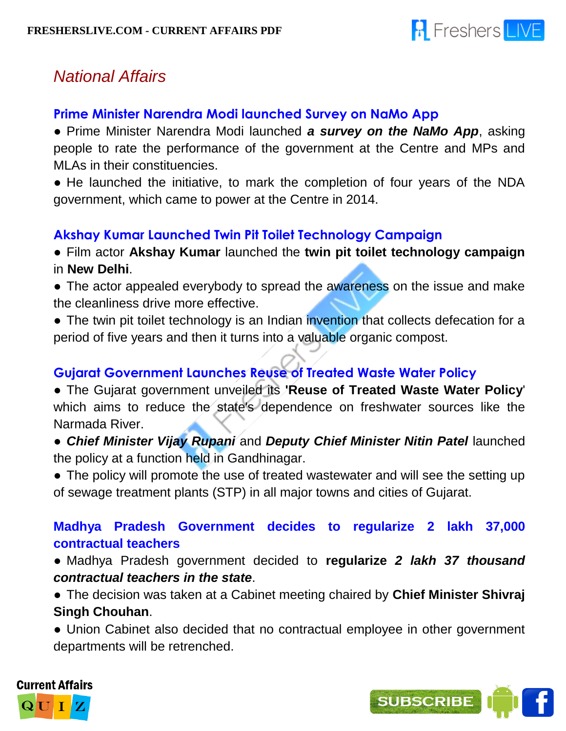## National Affairs

### Prime Minister Narendra Modi launched Survey on NaMo App

- Prime Minister Narendra Modi launched ***a survey on the NaMo App***, asking people to rate the performance of the government at the Centre and MPs and MLAs in their constituencies.
- He launched the initiative, to mark the completion of four years of the NDA government, which came to power at the Centre in 2014.

### Akshay Kumar Launched Twin Pit Toilet Technology Campaign

- Film actor **Akshay Kumar** launched the **twin pit toilet technology campaign** in **New Delhi**.
- The actor appealed everybody to spread the awareness on the issue and make the cleanliness drive more effective.
- The twin pit toilet technology is an Indian invention that collects defecation for a period of five years and then it turns into a valuable organic compost.

### Gujarat Government Launches Reuse of Treated Waste Water Policy

- The Gujarat government unveiled its **'Reuse of Treated Waste Water Policy**' which aims to reduce the state's dependence on freshwater sources like the Narmada River.
- ***Chief Minister Vijay Rupani*** and ***Deputy Chief Minister Nitin Patel*** launched the policy at a function held in Gandhinagar.
- The policy will promote the use of treated wastewater and will see the setting up of sewage treatment plants (STP) in all major towns and cities of Gujarat.

### Madhya Pradesh Government decides to regularize 2 lakh 37,000 contractual teachers

- Madhya Pradesh government decided to **regularize *2 lakh 37 thousand contractual teachers in the state***.
- The decision was taken at a Cabinet meeting chaired by **Chief Minister Shivraj Singh Chouhan**.
- Union Cabinet also decided that no contractual employee in other government departments will be retrenched.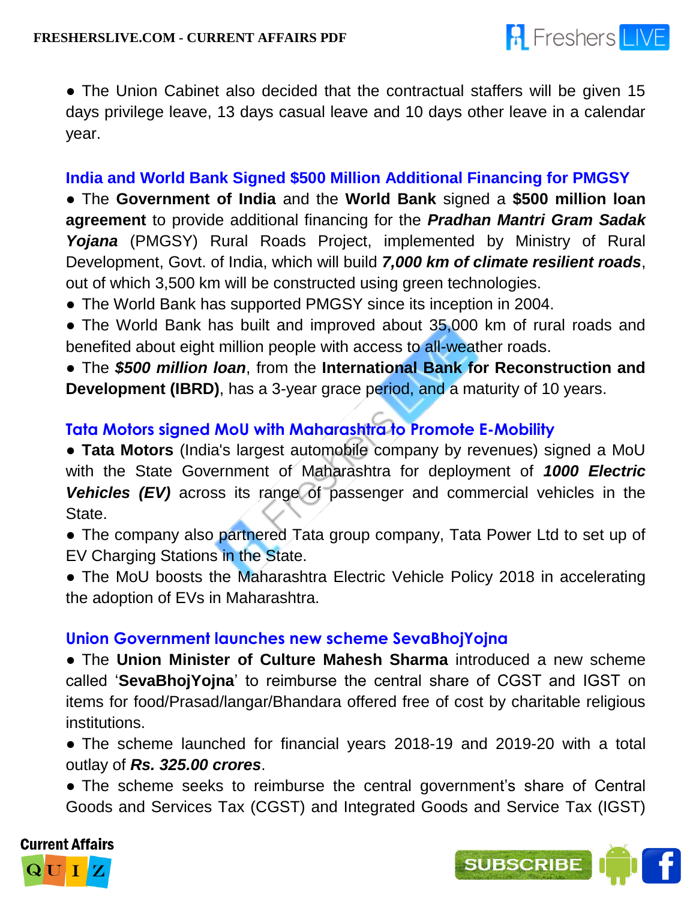● The Union Cabinet also decided that the contractual staffers will be given 15 days privilege leave, 13 days casual leave and 10 days other leave in a calendar year.

## India and World Bank Signed $500 Million Additional Financing for PMGSY

● The **Government of India** and the **World Bank** signed a **$500 million loan agreement** to provide additional financing for the ***Pradhan Mantri Gram Sadak Yojana*** (PMGSY) Rural Roads Project, implemented by Ministry of Rural Development, Govt. of India, which will build ***7,000 km of climate resilient roads***, out of which 3,500 km will be constructed using green technologies.

● The World Bank has supported PMGSY since its inception in 2004.

● The World Bank has built and improved about 35,000 km of rural roads and benefited about eight million people with access to all-weather roads.

● The ***$500 million loan***, from the **International Bank for Reconstruction and Development (IBRD)**, has a 3-year grace period, and a maturity of 10 years.

## Tata Motors signed MoU with Maharashtra to Promote E-Mobility

● **Tata Motors** (India's largest automobile company by revenues) signed a MoU with the State Government of Maharashtra for deployment of ***1000 Electric Vehicles (EV)*** across its range of passenger and commercial vehicles in the State.

● The company also partnered Tata group company, Tata Power Ltd to set up of EV Charging Stations in the State.

● The MoU boosts the Maharashtra Electric Vehicle Policy 2018 in accelerating the adoption of EVs in Maharashtra.

## Union Government launches new scheme SevaBhojYojna

● The **Union Minister of Culture Mahesh Sharma** introduced a new scheme called '**SevaBhojYojna**' to reimburse the central share of CGST and IGST on items for food/Prasad/langar/Bhandara offered free of cost by charitable religious institutions.

● The scheme launched for financial years 2018-19 and 2019-20 with a total outlay of ***Rs. 325.00 crores***.

● The scheme seeks to reimburse the central government's share of Central Goods and Services Tax (CGST) and Integrated Goods and Service Tax (IGST)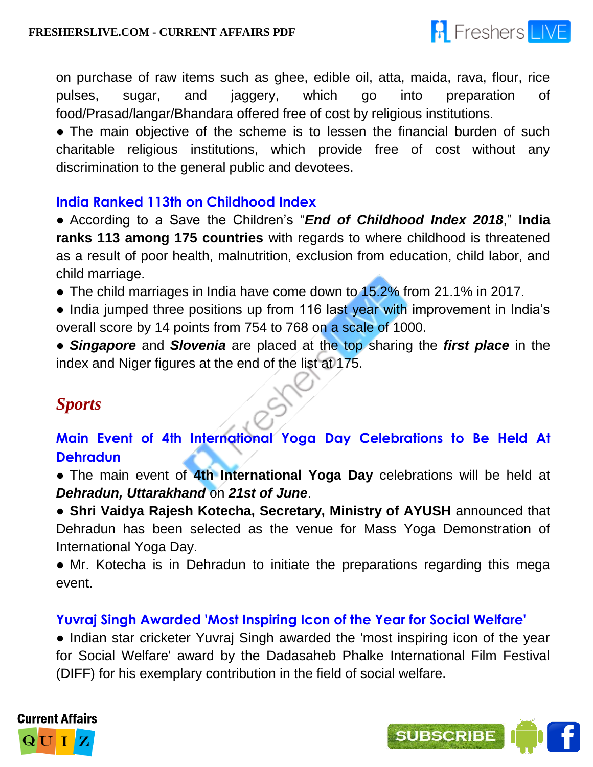on purchase of raw items such as ghee, edible oil, atta, maida, rava, flour, rice pulses, sugar, and jaggery, which go into preparation of food/Prasad/langar/Bhandara offered free of cost by religious institutions.

● The main objective of the scheme is to lessen the financial burden of such charitable religious institutions, which provide free of cost without any discrimination to the general public and devotees.

### India Ranked 113th on Childhood Index

● According to a Save the Children's "***End of Childhood Index 2018***," **India ranks 113 among 175 countries** with regards to where childhood is threatened as a result of poor health, malnutrition, exclusion from education, child labor, and child marriage.

● The child marriages in India have come down to 15.2% from 21.1% in 2017.

● India jumped three positions up from 116 last year with improvement in India's overall score by 14 points from 754 to 768 on a scale of 1000.

● ***Singapore*** and ***Slovenia*** are placed at the top sharing the ***first place*** in the index and Niger figures at the end of the list at 175.

## Sports

### Main Event of 4th International Yoga Day Celebrations to Be Held At Dehradun

● The main event of **4th International Yoga Day** celebrations will be held at ***Dehradun, Uttarakhand*** on ***21st of June***.

● **Shri Vaidya Rajesh Kotecha, Secretary, Ministry of AYUSH** announced that Dehradun has been selected as the venue for Mass Yoga Demonstration of International Yoga Day.

● Mr. Kotecha is in Dehradun to initiate the preparations regarding this mega event.

### Yuvraj Singh Awarded 'Most Inspiring Icon of the Year for Social Welfare'

● Indian star cricketer Yuvraj Singh awarded the 'most inspiring icon of the year for Social Welfare' award by the Dadasaheb Phalke International Film Festival (DIFF) for his exemplary contribution in the field of social welfare.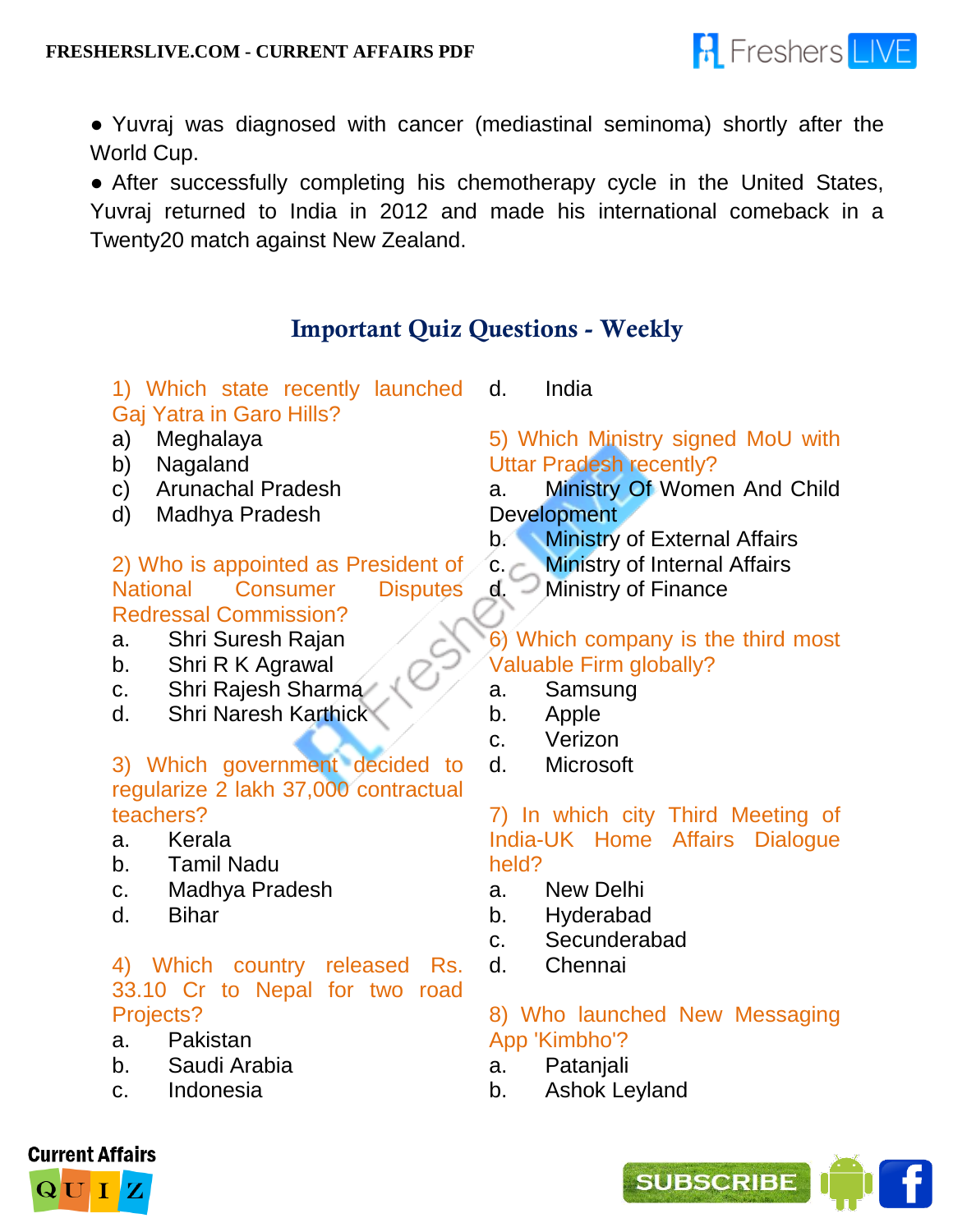● Yuvraj was diagnosed with cancer (mediastinal seminoma) shortly after the World Cup.

● After successfully completing his chemotherapy cycle in the United States, Yuvraj returned to India in 2012 and made his international comeback in a Twenty20 match against New Zealand.

## Important Quiz Questions - Weekly

1) Which state recently launched Gaj Yatra in Garo Hills?

a) Meghalaya
b) Nagaland
c) Arunachal Pradesh
d) Madhya Pradesh

2) Who is appointed as President of National Consumer Disputes Redressal Commission?

a. Shri Suresh Rajan
b. Shri R K Agrawal
c. Shri Rajesh Sharma
d. Shri Naresh Karthick

3) Which government decided to regularize 2 lakh 37,000 contractual teachers?

a. Kerala
b. Tamil Nadu
c. Madhya Pradesh
d. Bihar

4) Which country released Rs. 33.10 Cr to Nepal for two road Projects?

a. Pakistan
b. Saudi Arabia
c. Indonesia
d. India

5) Which Ministry signed MoU with Uttar Pradesh recently?

a. Ministry Of Women And Child Development
b. Ministry of External Affairs
c. Ministry of Internal Affairs
d. Ministry of Finance

6) Which company is the third most Valuable Firm globally?

a. Samsung
b. Apple
c. Verizon
d. Microsoft

7) In which city Third Meeting of India-UK Home Affairs Dialogue held?

a. New Delhi
b. Hyderabad
c. Secunderabad
d. Chennai

8) Who launched New Messaging App 'Kimbho'?

a. Patanjali
b. Ashok Leyland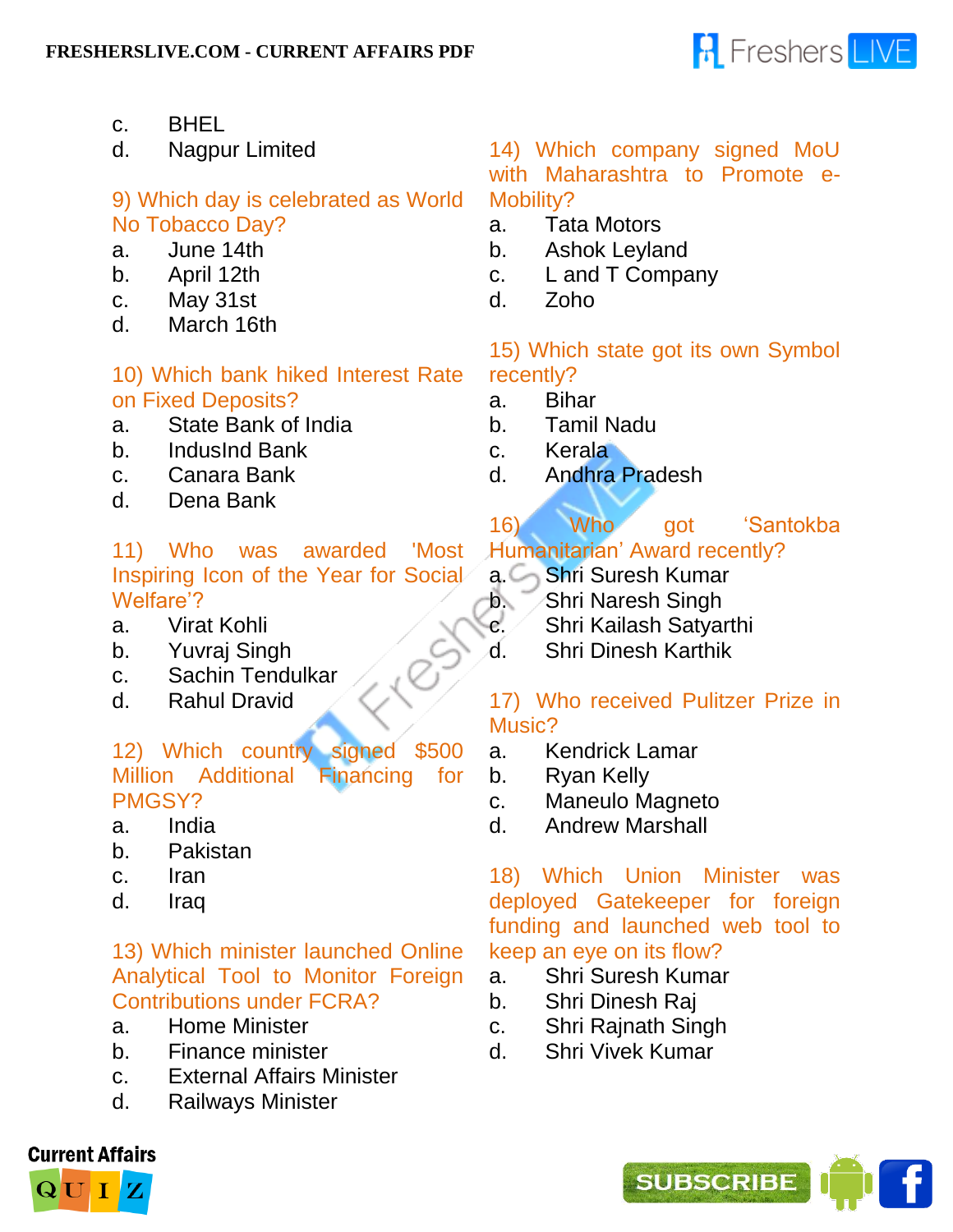c. BHEL
d. Nagpur Limited

9) Which day is celebrated as World No Tobacco Day?
a. June 14th
b. April 12th
c. May 31st
d. March 16th

10) Which bank hiked Interest Rate on Fixed Deposits?
a. State Bank of India
b. IndusInd Bank
c. Canara Bank
d. Dena Bank

11) Who was awarded 'Most Inspiring Icon of the Year for Social Welfare'?
a. Virat Kohli
b. Yuvraj Singh
c. Sachin Tendulkar
d. Rahul Dravid

12) Which country signed $500 Million Additional Financing for PMGSY?
a. India
b. Pakistan
c. Iran
d. Iraq

13) Which minister launched Online Analytical Tool to Monitor Foreign Contributions under FCRA?
a. Home Minister
b. Finance minister
c. External Affairs Minister
d. Railways Minister

14) Which company signed MoU with Maharashtra to Promote e-Mobility?
a. Tata Motors
b. Ashok Leyland
c. L and T Company
d. Zoho

15) Which state got its own Symbol recently?
a. Bihar
b. Tamil Nadu
c. Kerala
d. Andhra Pradesh

16) Who got 'Santokba Humanitarian' Award recently?
a. Shri Suresh Kumar
b. Shri Naresh Singh
c. Shri Kailash Satyarthi
d. Shri Dinesh Karthik

17) Who received Pulitzer Prize in Music?
a. Kendrick Lamar
b. Ryan Kelly
c. Maneulo Magneto
d. Andrew Marshall

18) Which Union Minister was deployed Gatekeeper for foreign funding and launched web tool to keep an eye on its flow?
a. Shri Suresh Kumar
b. Shri Dinesh Raj
c. Shri Rajnath Singh
d. Shri Vivek Kumar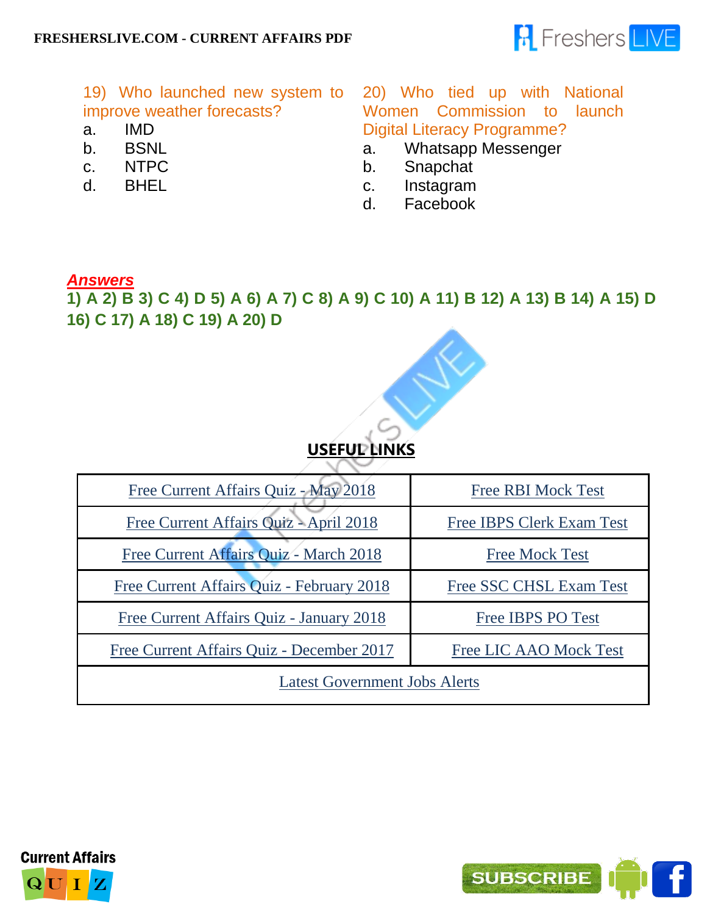19) Who launched new system to improve weather forecasts?

a. IMD
b. BSNL
c. NTPC
d. BHEL

20) Who tied up with National Women Commission to launch Digital Literacy Programme?

a. Whatsapp Messenger
b. Snapchat
c. Instagram
d. Facebook

***Answers***

**1) A 2) B 3) C 4) D 5) A 6) A 7) C 8) A 9) C 10) A 11) B 12) A 13) B 14) A 15) D 16) C 17) A 18) C 19) A 20) D**

## USEFUL LINKS

| | |
|---|---|
| Free Current Affairs Quiz - May 2018 | Free RBI Mock Test |
| Free Current Affairs Quiz - April 2018 | Free IBPS Clerk Exam Test |
| Free Current Affairs Quiz - March 2018 | Free Mock Test |
| Free Current Affairs Quiz - February 2018 | Free SSC CHSL Exam Test |
| Free Current Affairs Quiz - January 2018 | Free IBPS PO Test |
| Free Current Affairs Quiz - December 2017 | Free LIC AAO Mock Test |
| Latest Government Jobs Alerts | |